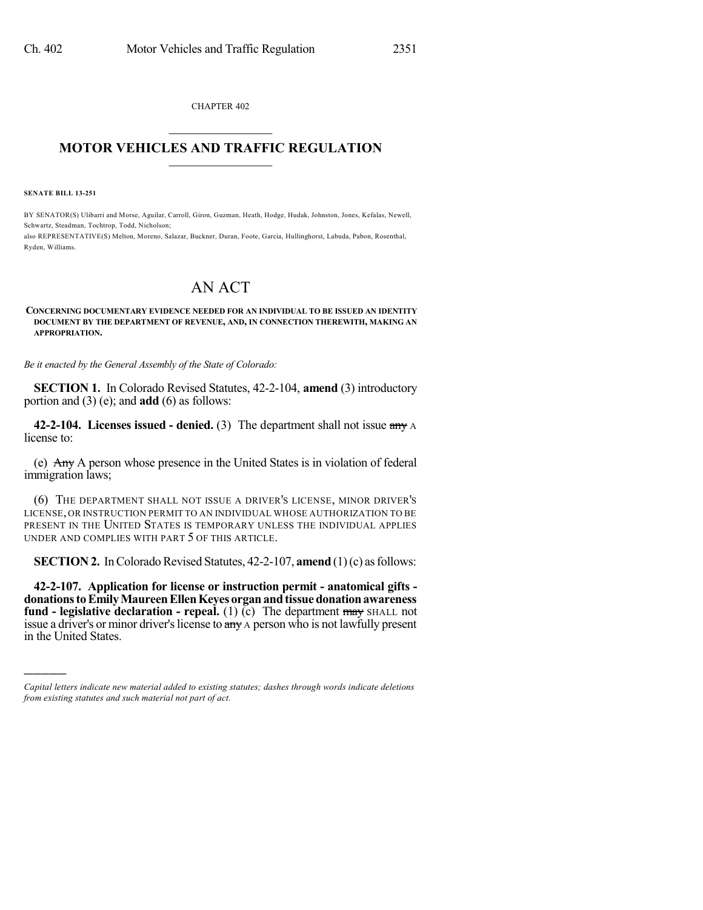CHAPTER 402

# MOTOR VEHICLES AND TRAFFIC REGULATION

**SENATE BILL 13-251**

BY SENATOR(S) Ulibarri and Morse, Aguilar, Carroll, Giron, Guzman, Heath, Hodge, Hudak, Johnston, Jones, Kefalas, Newell, Schwartz, Steadman, Tochtrop, Todd, Nicholson;
also REPRESENTATIVE(S) Melton, Moreno, Salazar, Buckner, Duran, Foote, Garcia, Hullinghorst, Labuda, Pabon, Rosenthal, Ryden, Williams.

# AN ACT

**CONCERNING DOCUMENTARY EVIDENCE NEEDED FOR AN INDIVIDUAL TO BE ISSUED AN IDENTITY DOCUMENT BY THE DEPARTMENT OF REVENUE, AND, IN CONNECTION THEREWITH, MAKING AN APPROPRIATION.**

*Be it enacted by the General Assembly of the State of Colorado:*

**SECTION 1.** In Colorado Revised Statutes, 42-2-104, **amend** (3) introductory portion and (3) (e); and **add** (6) as follows:

**42-2-104. Licenses issued - denied.** (3) The department shall not issue ~~any~~ A license to:

(e) ~~Any~~ A person whose presence in the United States is in violation of federal immigration laws;

(6) THE DEPARTMENT SHALL NOT ISSUE A DRIVER'S LICENSE, MINOR DRIVER'S LICENSE, OR INSTRUCTION PERMIT TO AN INDIVIDUAL WHOSE AUTHORIZATION TO BE PRESENT IN THE UNITED STATES IS TEMPORARY UNLESS THE INDIVIDUAL APPLIES UNDER AND COMPLIES WITH PART 5 OF THIS ARTICLE.

**SECTION 2.** In Colorado Revised Statutes, 42-2-107, **amend** (1) (c) as follows:

**42-2-107. Application for license or instruction permit - anatomical gifts - donations to Emily Maureen Ellen Keyes organ and tissue donation awareness fund - legislative declaration - repeal.** (1) (c) The department ~~may~~ SHALL not issue a driver's or minor driver's license to ~~any~~ A person who is not lawfully present in the United States.

---

*Capital letters indicate new material added to existing statutes; dashes through words indicate deletions from existing statutes and such material not part of act.*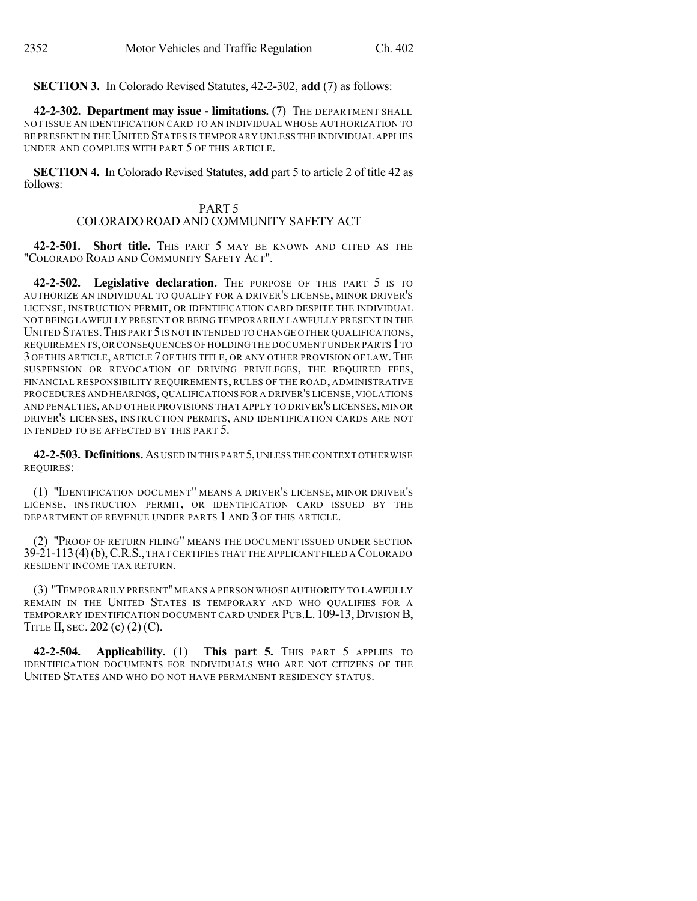**SECTION 3.** In Colorado Revised Statutes, 42-2-302, **add** (7) as follows:

**42-2-302. Department may issue - limitations.** (7) THE DEPARTMENT SHALL NOT ISSUE AN IDENTIFICATION CARD TO AN INDIVIDUAL WHOSE AUTHORIZATION TO BE PRESENT IN THE UNITED STATES IS TEMPORARY UNLESS THE INDIVIDUAL APPLIES UNDER AND COMPLIES WITH PART 5 OF THIS ARTICLE.

**SECTION 4.** In Colorado Revised Statutes, **add** part 5 to article 2 of title 42 as follows:

PART 5
COLORADO ROAD AND COMMUNITY SAFETY ACT

**42-2-501. Short title.** THIS PART 5 MAY BE KNOWN AND CITED AS THE "COLORADO ROAD AND COMMUNITY SAFETY ACT".

**42-2-502. Legislative declaration.** THE PURPOSE OF THIS PART 5 IS TO AUTHORIZE AN INDIVIDUAL TO QUALIFY FOR A DRIVER'S LICENSE, MINOR DRIVER'S LICENSE, INSTRUCTION PERMIT, OR IDENTIFICATION CARD DESPITE THE INDIVIDUAL NOT BEING LAWFULLY PRESENT OR BEING TEMPORARILY LAWFULLY PRESENT IN THE UNITED STATES. THIS PART 5 IS NOT INTENDED TO CHANGE OTHER QUALIFICATIONS, REQUIREMENTS, OR CONSEQUENCES OF HOLDING THE DOCUMENT UNDER PARTS 1 TO 3 OF THIS ARTICLE, ARTICLE 7 OF THIS TITLE, OR ANY OTHER PROVISION OF LAW. THE SUSPENSION OR REVOCATION OF DRIVING PRIVILEGES, THE REQUIRED FEES, FINANCIAL RESPONSIBILITY REQUIREMENTS, RULES OF THE ROAD, ADMINISTRATIVE PROCEDURES AND HEARINGS, QUALIFICATIONS FOR A DRIVER'S LICENSE, VIOLATIONS AND PENALTIES, AND OTHER PROVISIONS THAT APPLY TO DRIVER'S LICENSES, MINOR DRIVER'S LICENSES, INSTRUCTION PERMITS, AND IDENTIFICATION CARDS ARE NOT INTENDED TO BE AFFECTED BY THIS PART 5.

**42-2-503. Definitions.** AS USED IN THIS PART 5, UNLESS THE CONTEXT OTHERWISE REQUIRES:

(1) "IDENTIFICATION DOCUMENT" MEANS A DRIVER'S LICENSE, MINOR DRIVER'S LICENSE, INSTRUCTION PERMIT, OR IDENTIFICATION CARD ISSUED BY THE DEPARTMENT OF REVENUE UNDER PARTS 1 AND 3 OF THIS ARTICLE.

(2) "PROOF OF RETURN FILING" MEANS THE DOCUMENT ISSUED UNDER SECTION 39-21-113 (4) (b), C.R.S., THAT CERTIFIES THAT THE APPLICANT FILED A COLORADO RESIDENT INCOME TAX RETURN.

(3) "TEMPORARILY PRESENT" MEANS A PERSON WHOSE AUTHORITY TO LAWFULLY REMAIN IN THE UNITED STATES IS TEMPORARY AND WHO QUALIFIES FOR A TEMPORARY IDENTIFICATION DOCUMENT CARD UNDER PUB.L. 109-13, DIVISION B, TITLE II, SEC. 202 (c) (2) (C).

**42-2-504. Applicability.** (1) **This part 5.** THIS PART 5 APPLIES TO IDENTIFICATION DOCUMENTS FOR INDIVIDUALS WHO ARE NOT CITIZENS OF THE UNITED STATES AND WHO DO NOT HAVE PERMANENT RESIDENCY STATUS.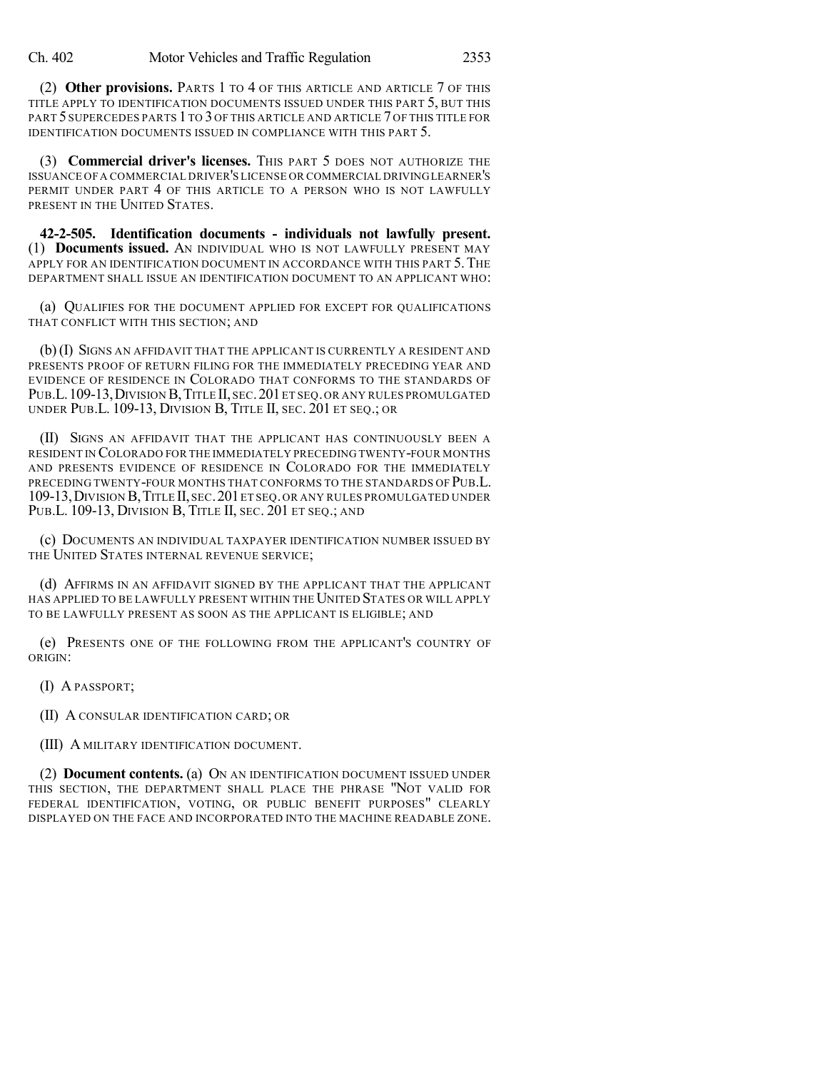(2) **Other provisions.** PARTS 1 TO 4 OF THIS ARTICLE AND ARTICLE 7 OF THIS TITLE APPLY TO IDENTIFICATION DOCUMENTS ISSUED UNDER THIS PART 5, BUT THIS PART 5 SUPERCEDES PARTS 1 TO 3 OF THIS ARTICLE AND ARTICLE 7 OF THIS TITLE FOR IDENTIFICATION DOCUMENTS ISSUED IN COMPLIANCE WITH THIS PART 5.

(3) **Commercial driver's licenses.** THIS PART 5 DOES NOT AUTHORIZE THE ISSUANCE OF A COMMERCIAL DRIVER'S LICENSE OR COMMERCIAL DRIVING LEARNER'S PERMIT UNDER PART 4 OF THIS ARTICLE TO A PERSON WHO IS NOT LAWFULLY PRESENT IN THE UNITED STATES.

**42-2-505. Identification documents - individuals not lawfully present.** (1) **Documents issued.** AN INDIVIDUAL WHO IS NOT LAWFULLY PRESENT MAY APPLY FOR AN IDENTIFICATION DOCUMENT IN ACCORDANCE WITH THIS PART 5. THE DEPARTMENT SHALL ISSUE AN IDENTIFICATION DOCUMENT TO AN APPLICANT WHO:

(a) QUALIFIES FOR THE DOCUMENT APPLIED FOR EXCEPT FOR QUALIFICATIONS THAT CONFLICT WITH THIS SECTION; AND

(b) (I) SIGNS AN AFFIDAVIT THAT THE APPLICANT IS CURRENTLY A RESIDENT AND PRESENTS PROOF OF RETURN FILING FOR THE IMMEDIATELY PRECEDING YEAR AND EVIDENCE OF RESIDENCE IN COLORADO THAT CONFORMS TO THE STANDARDS OF PUB.L. 109-13, DIVISION B, TITLE II, SEC. 201 ET SEQ. OR ANY RULES PROMULGATED UNDER PUB.L. 109-13, DIVISION B, TITLE II, SEC. 201 ET SEQ.; OR

(II) SIGNS AN AFFIDAVIT THAT THE APPLICANT HAS CONTINUOUSLY BEEN A RESIDENT IN COLORADO FOR THE IMMEDIATELY PRECEDING TWENTY-FOUR MONTHS AND PRESENTS EVIDENCE OF RESIDENCE IN COLORADO FOR THE IMMEDIATELY PRECEDING TWENTY-FOUR MONTHS THAT CONFORMS TO THE STANDARDS OF PUB.L. 109-13, DIVISION B, TITLE II, SEC. 201 ET SEQ. OR ANY RULES PROMULGATED UNDER PUB.L. 109-13, DIVISION B, TITLE II, SEC. 201 ET SEQ.; AND

(c) DOCUMENTS AN INDIVIDUAL TAXPAYER IDENTIFICATION NUMBER ISSUED BY THE UNITED STATES INTERNAL REVENUE SERVICE;

(d) AFFIRMS IN AN AFFIDAVIT SIGNED BY THE APPLICANT THAT THE APPLICANT HAS APPLIED TO BE LAWFULLY PRESENT WITHIN THE UNITED STATES OR WILL APPLY TO BE LAWFULLY PRESENT AS SOON AS THE APPLICANT IS ELIGIBLE; AND

(e) PRESENTS ONE OF THE FOLLOWING FROM THE APPLICANT'S COUNTRY OF ORIGIN:

(I) A PASSPORT;

(II) A CONSULAR IDENTIFICATION CARD; OR

(III) A MILITARY IDENTIFICATION DOCUMENT.

(2) **Document contents.** (a) ON AN IDENTIFICATION DOCUMENT ISSUED UNDER THIS SECTION, THE DEPARTMENT SHALL PLACE THE PHRASE "NOT VALID FOR FEDERAL IDENTIFICATION, VOTING, OR PUBLIC BENEFIT PURPOSES" CLEARLY DISPLAYED ON THE FACE AND INCORPORATED INTO THE MACHINE READABLE ZONE.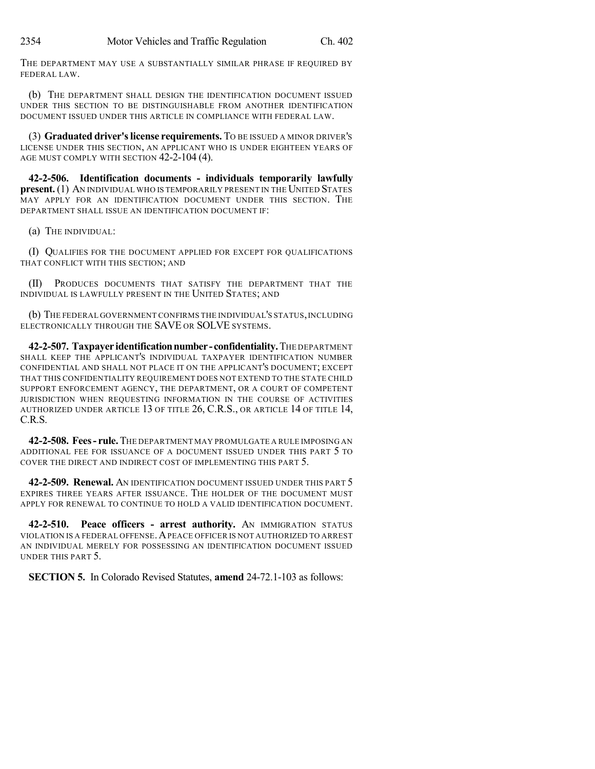THE DEPARTMENT MAY USE A SUBSTANTIALLY SIMILAR PHRASE IF REQUIRED BY FEDERAL LAW.

(b) THE DEPARTMENT SHALL DESIGN THE IDENTIFICATION DOCUMENT ISSUED UNDER THIS SECTION TO BE DISTINGUISHABLE FROM ANOTHER IDENTIFICATION DOCUMENT ISSUED UNDER THIS ARTICLE IN COMPLIANCE WITH FEDERAL LAW.

(3) **Graduated driver's license requirements.** TO BE ISSUED A MINOR DRIVER'S LICENSE UNDER THIS SECTION, AN APPLICANT WHO IS UNDER EIGHTEEN YEARS OF AGE MUST COMPLY WITH SECTION 42-2-104 (4).

**42-2-506. Identification documents - individuals temporarily lawfully present.** (1) AN INDIVIDUAL WHO IS TEMPORARILY PRESENT IN THE UNITED STATES MAY APPLY FOR AN IDENTIFICATION DOCUMENT UNDER THIS SECTION. THE DEPARTMENT SHALL ISSUE AN IDENTIFICATION DOCUMENT IF:

(a) THE INDIVIDUAL:

(I) QUALIFIES FOR THE DOCUMENT APPLIED FOR EXCEPT FOR QUALIFICATIONS THAT CONFLICT WITH THIS SECTION; AND

(II) PRODUCES DOCUMENTS THAT SATISFY THE DEPARTMENT THAT THE INDIVIDUAL IS LAWFULLY PRESENT IN THE UNITED STATES; AND

(b) THE FEDERAL GOVERNMENT CONFIRMS THE INDIVIDUAL'S STATUS, INCLUDING ELECTRONICALLY THROUGH THE SAVE OR SOLVE SYSTEMS.

**42-2-507. Taxpayer identification number - confidentiality.** THE DEPARTMENT SHALL KEEP THE APPLICANT'S INDIVIDUAL TAXPAYER IDENTIFICATION NUMBER CONFIDENTIAL AND SHALL NOT PLACE IT ON THE APPLICANT'S DOCUMENT; EXCEPT THAT THIS CONFIDENTIALITY REQUIREMENT DOES NOT EXTEND TO THE STATE CHILD SUPPORT ENFORCEMENT AGENCY, THE DEPARTMENT, OR A COURT OF COMPETENT JURISDICTION WHEN REQUESTING INFORMATION IN THE COURSE OF ACTIVITIES AUTHORIZED UNDER ARTICLE 13 OF TITLE 26, C.R.S., OR ARTICLE 14 OF TITLE 14, C.R.S.

**42-2-508. Fees - rule.** THE DEPARTMENT MAY PROMULGATE A RULE IMPOSING AN ADDITIONAL FEE FOR ISSUANCE OF A DOCUMENT ISSUED UNDER THIS PART 5 TO COVER THE DIRECT AND INDIRECT COST OF IMPLEMENTING THIS PART 5.

**42-2-509. Renewal.** AN IDENTIFICATION DOCUMENT ISSUED UNDER THIS PART 5 EXPIRES THREE YEARS AFTER ISSUANCE. THE HOLDER OF THE DOCUMENT MUST APPLY FOR RENEWAL TO CONTINUE TO HOLD A VALID IDENTIFICATION DOCUMENT.

**42-2-510. Peace officers - arrest authority.** AN IMMIGRATION STATUS VIOLATION IS A FEDERAL OFFENSE. A PEACE OFFICER IS NOT AUTHORIZED TO ARREST AN INDIVIDUAL MERELY FOR POSSESSING AN IDENTIFICATION DOCUMENT ISSUED UNDER THIS PART 5.

**SECTION 5.** In Colorado Revised Statutes, **amend** 24-72.1-103 as follows: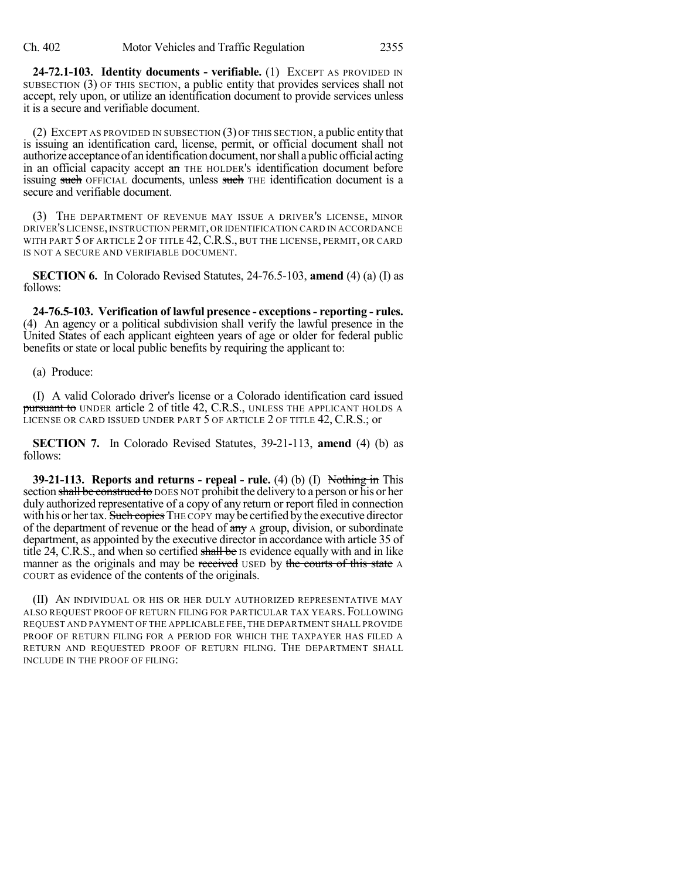**24-72.1-103. Identity documents - verifiable.** (1) EXCEPT AS PROVIDED IN SUBSECTION (3) OF THIS SECTION, a public entity that provides services shall not accept, rely upon, or utilize an identification document to provide services unless it is a secure and verifiable document.

(2) EXCEPT AS PROVIDED IN SUBSECTION (3) OF THIS SECTION, a public entity that is issuing an identification card, license, permit, or official document shall not authorize acceptance of an identification document, nor shall a public official acting in an official capacity accept ~~an~~ THE HOLDER'S identification document before issuing ~~such~~ OFFICIAL documents, unless ~~such~~ THE identification document is a secure and verifiable document.

(3) THE DEPARTMENT OF REVENUE MAY ISSUE A DRIVER'S LICENSE, MINOR DRIVER'S LICENSE, INSTRUCTION PERMIT, OR IDENTIFICATION CARD IN ACCORDANCE WITH PART 5 OF ARTICLE 2 OF TITLE 42, C.R.S., BUT THE LICENSE, PERMIT, OR CARD IS NOT A SECURE AND VERIFIABLE DOCUMENT.

**SECTION 6.** In Colorado Revised Statutes, 24-76.5-103, **amend** (4) (a) (I) as follows:

**24-76.5-103. Verification of lawful presence - exceptions - reporting - rules.** (4) An agency or a political subdivision shall verify the lawful presence in the United States of each applicant eighteen years of age or older for federal public benefits or state or local public benefits by requiring the applicant to:

(a) Produce:

(I) A valid Colorado driver's license or a Colorado identification card issued ~~pursuant to~~ UNDER article 2 of title 42, C.R.S., UNLESS THE APPLICANT HOLDS A LICENSE OR CARD ISSUED UNDER PART 5 OF ARTICLE 2 OF TITLE 42, C.R.S.; or

**SECTION 7.** In Colorado Revised Statutes, 39-21-113, **amend** (4) (b) as follows:

**39-21-113. Reports and returns - repeal - rule.** (4) (b) (I) ~~Nothing in~~ This section ~~shall be construed to~~ DOES NOT prohibit the delivery to a person or his or her duly authorized representative of a copy of any return or report filed in connection with his or her tax. ~~Such copies~~ THE COPY may be certified by the executive director of the department of revenue or the head of ~~any~~ A group, division, or subordinate department, as appointed by the executive director in accordance with article 35 of title 24, C.R.S., and when so certified ~~shall be~~ IS evidence equally with and in like manner as the originals and may be ~~received~~ USED by ~~the courts of this state~~ A COURT as evidence of the contents of the originals.

(II) AN INDIVIDUAL OR HIS OR HER DULY AUTHORIZED REPRESENTATIVE MAY ALSO REQUEST PROOF OF RETURN FILING FOR PARTICULAR TAX YEARS. FOLLOWING REQUEST AND PAYMENT OF THE APPLICABLE FEE, THE DEPARTMENT SHALL PROVIDE PROOF OF RETURN FILING FOR A PERIOD FOR WHICH THE TAXPAYER HAS FILED A RETURN AND REQUESTED PROOF OF RETURN FILING. THE DEPARTMENT SHALL INCLUDE IN THE PROOF OF FILING: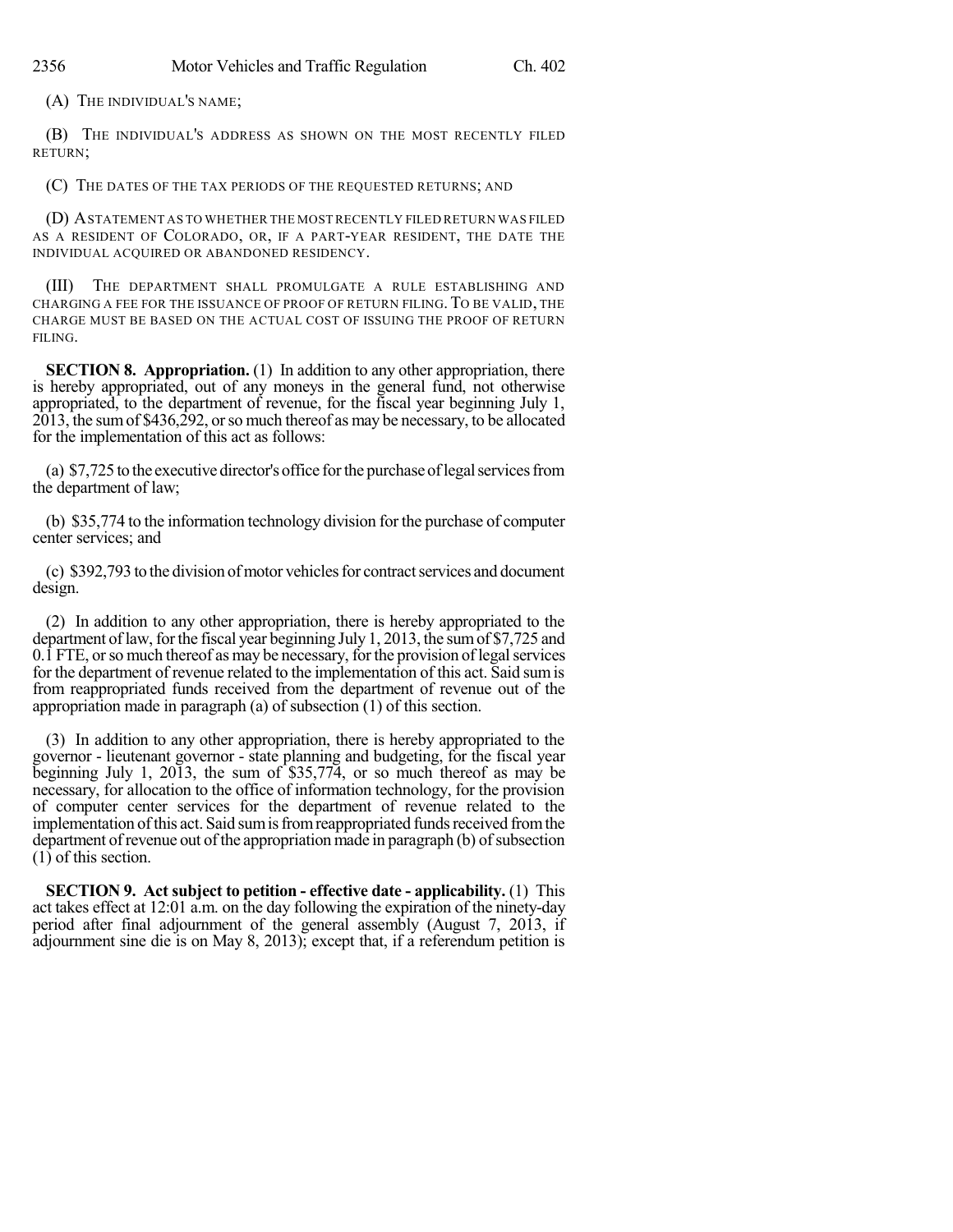(A) THE INDIVIDUAL'S NAME;

(B) THE INDIVIDUAL'S ADDRESS AS SHOWN ON THE MOST RECENTLY FILED RETURN;

(C) THE DATES OF THE TAX PERIODS OF THE REQUESTED RETURNS; AND

(D) A STATEMENT AS TO WHETHER THE MOST RECENTLY FILED RETURN WAS FILED AS A RESIDENT OF COLORADO, OR, IF A PART-YEAR RESIDENT, THE DATE THE INDIVIDUAL ACQUIRED OR ABANDONED RESIDENCY.

(III) THE DEPARTMENT SHALL PROMULGATE A RULE ESTABLISHING AND CHARGING A FEE FOR THE ISSUANCE OF PROOF OF RETURN FILING. TO BE VALID, THE CHARGE MUST BE BASED ON THE ACTUAL COST OF ISSUING THE PROOF OF RETURN FILING.

**SECTION 8. Appropriation.** (1) In addition to any other appropriation, there is hereby appropriated, out of any moneys in the general fund, not otherwise appropriated, to the department of revenue, for the fiscal year beginning July 1, 2013, the sum of $436,292, or so much thereof as may be necessary, to be allocated for the implementation of this act as follows:

(a) $7,725 to the executive director's office for the purchase of legal services from the department of law;

(b) $35,774 to the information technology division for the purchase of computer center services; and

(c) $392,793 to the division of motor vehicles for contract services and document design.

(2) In addition to any other appropriation, there is hereby appropriated to the department of law, for the fiscal year beginning July 1, 2013, the sum of $7,725 and 0.1 FTE, or so much thereof as may be necessary, for the provision of legal services for the department of revenue related to the implementation of this act. Said sum is from reappropriated funds received from the department of revenue out of the appropriation made in paragraph (a) of subsection (1) of this section.

(3) In addition to any other appropriation, there is hereby appropriated to the governor - lieutenant governor - state planning and budgeting, for the fiscal year beginning July 1, 2013, the sum of $35,774, or so much thereof as may be necessary, for allocation to the office of information technology, for the provision of computer center services for the department of revenue related to the implementation of this act. Said sum is from reappropriated funds received from the department of revenue out of the appropriation made in paragraph (b) of subsection (1) of this section.

**SECTION 9. Act subject to petition - effective date - applicability.** (1) This act takes effect at 12:01 a.m. on the day following the expiration of the ninety-day period after final adjournment of the general assembly (August 7, 2013, if adjournment sine die is on May 8, 2013); except that, if a referendum petition is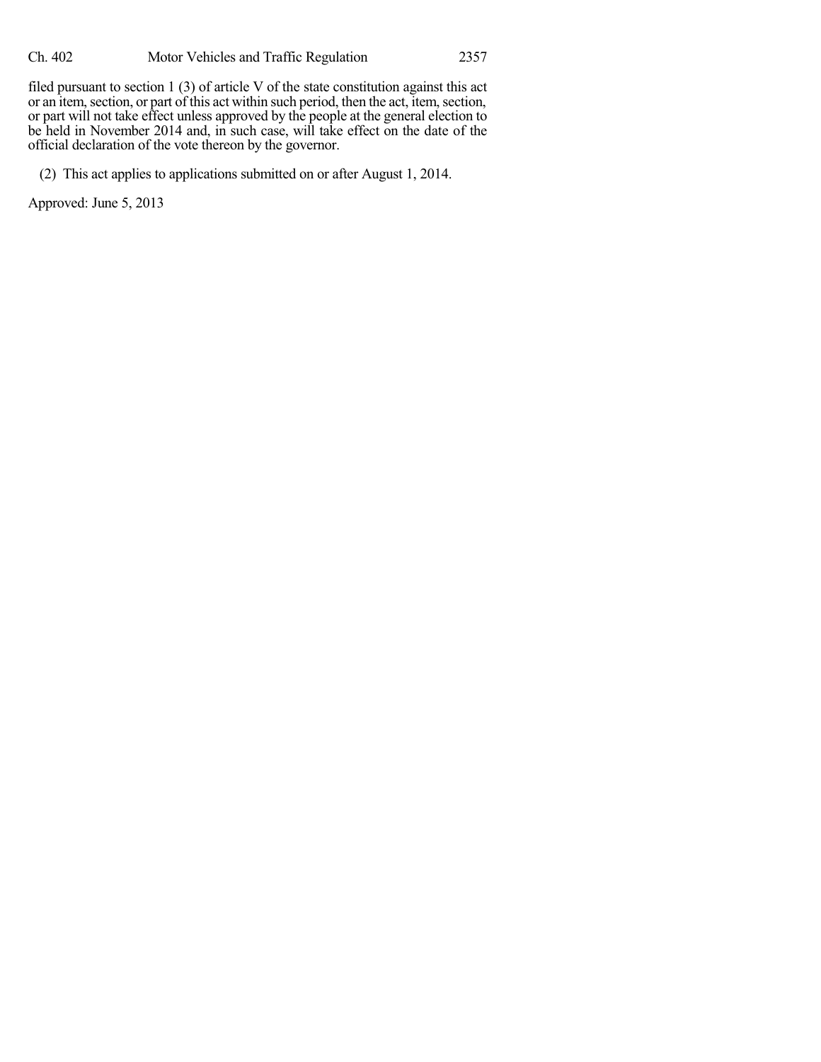filed pursuant to section 1 (3) of article V of the state constitution against this act or an item, section, or part of this act within such period, then the act, item, section, or part will not take effect unless approved by the people at the general election to be held in November 2014 and, in such case, will take effect on the date of the official declaration of the vote thereon by the governor.

(2) This act applies to applications submitted on or after August 1, 2014.

Approved: June 5, 2013